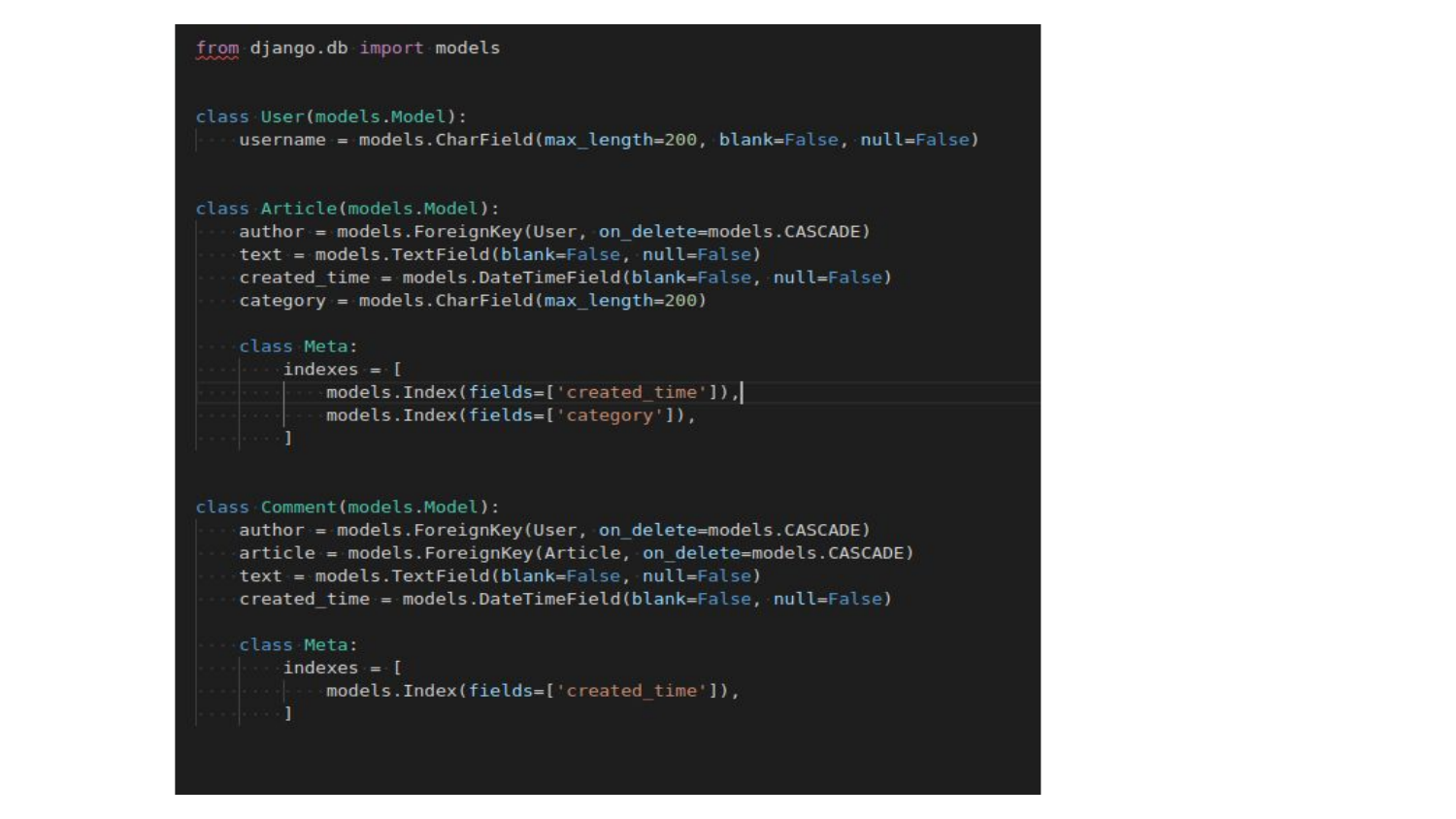```python
from django.db import models


class User(models.Model):
    username = models.CharField(max_length=200, blank=False, null=False)


class Article(models.Model):
    author = models.ForeignKey(User, on_delete=models.CASCADE)
    text = models.TextField(blank=False, null=False)
    created_time = models.DateTimeField(blank=False, null=False)
    category = models.CharField(max_length=200)

    class Meta:
        indexes = [
            models.Index(fields=['created_time']),
            models.Index(fields=['category']),
        ]


class Comment(models.Model):
    author = models.ForeignKey(User, on_delete=models.CASCADE)
    article = models.ForeignKey(Article, on_delete=models.CASCADE)
    text = models.TextField(blank=False, null=False)
    created_time = models.DateTimeField(blank=False, null=False)

    class Meta:
        indexes = [
            models.Index(fields=['created_time']),
        ]
```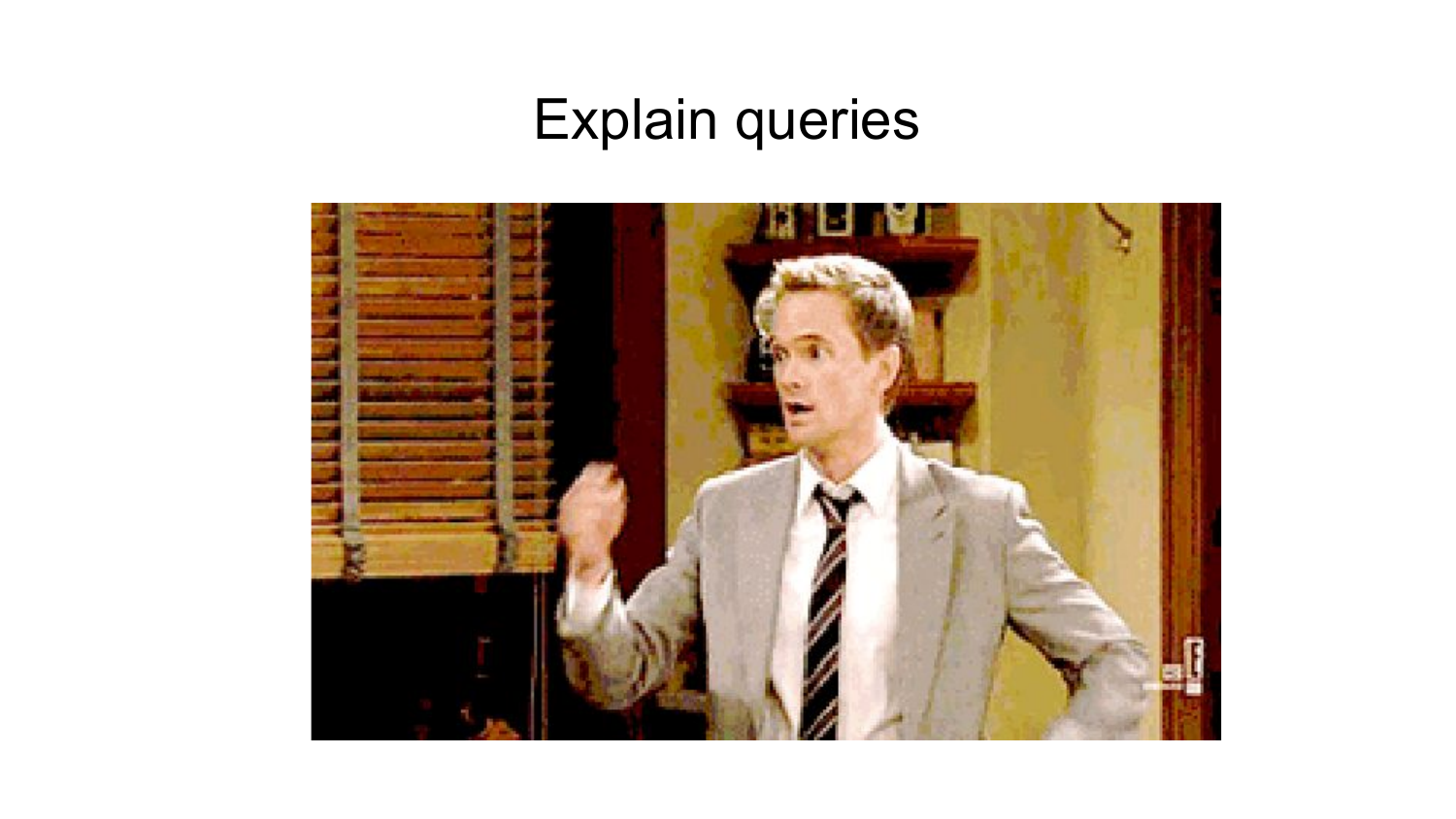# Explain queries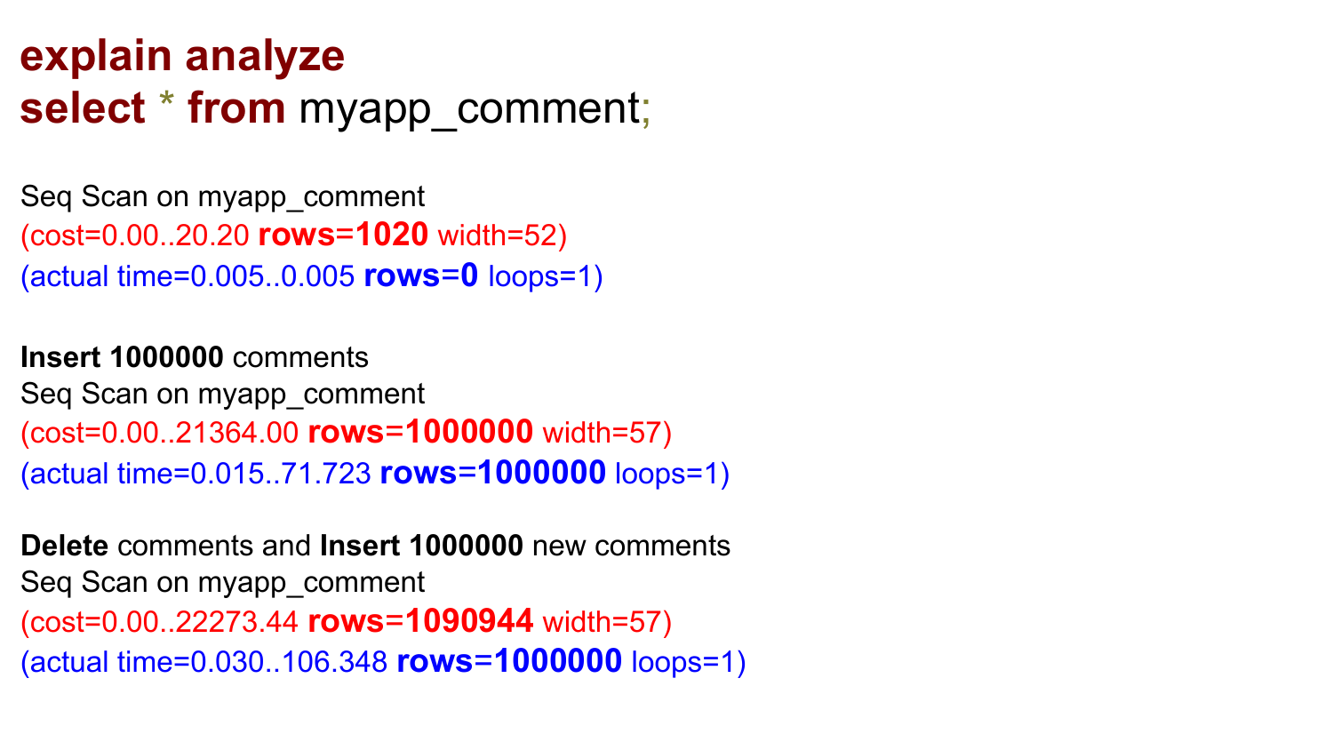```sql
explain analyze
select * from myapp_comment;
```

Seq Scan on myapp_comment
(cost=0.00..20.20 **rows=1020** width=52)
(actual time=0.005..0.005 **rows=0** loops=1)

**Insert 1000000** comments
Seq Scan on myapp_comment
(cost=0.00..21364.00 **rows=1000000** width=57)
(actual time=0.015..71.723 **rows=1000000** loops=1)

**Delete** comments and **Insert 1000000** new comments
Seq Scan on myapp_comment
(cost=0.00..22273.44 **rows=1090944** width=57)
(actual time=0.030..106.348 **rows=1000000** loops=1)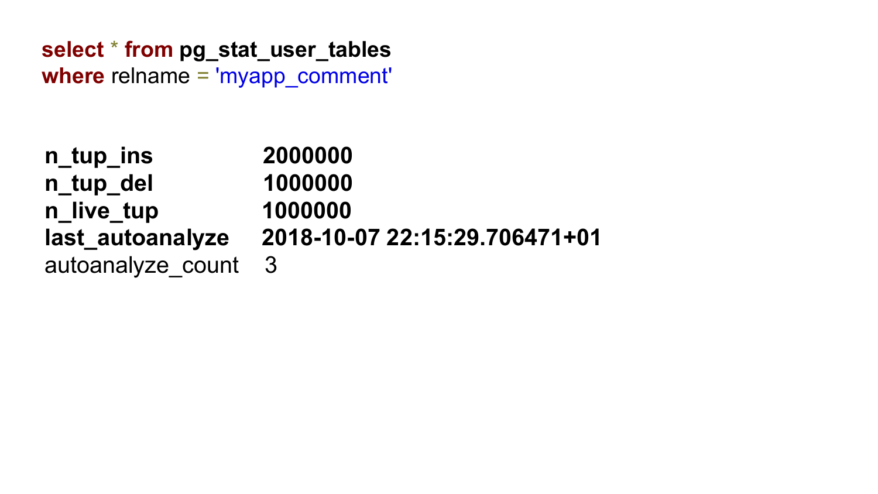```sql
select * from pg_stat_user_tables
where relname = 'myapp_comment'
```

| | |
|---|---|
| **n_tup_ins** | **2000000** |
| **n_tup_del** | **1000000** |
| **n_live_tup** | **1000000** |
| **last_autoanalyze** | **2018-10-07 22:15:29.706471+01** |
| autoanalyze_count | 3 |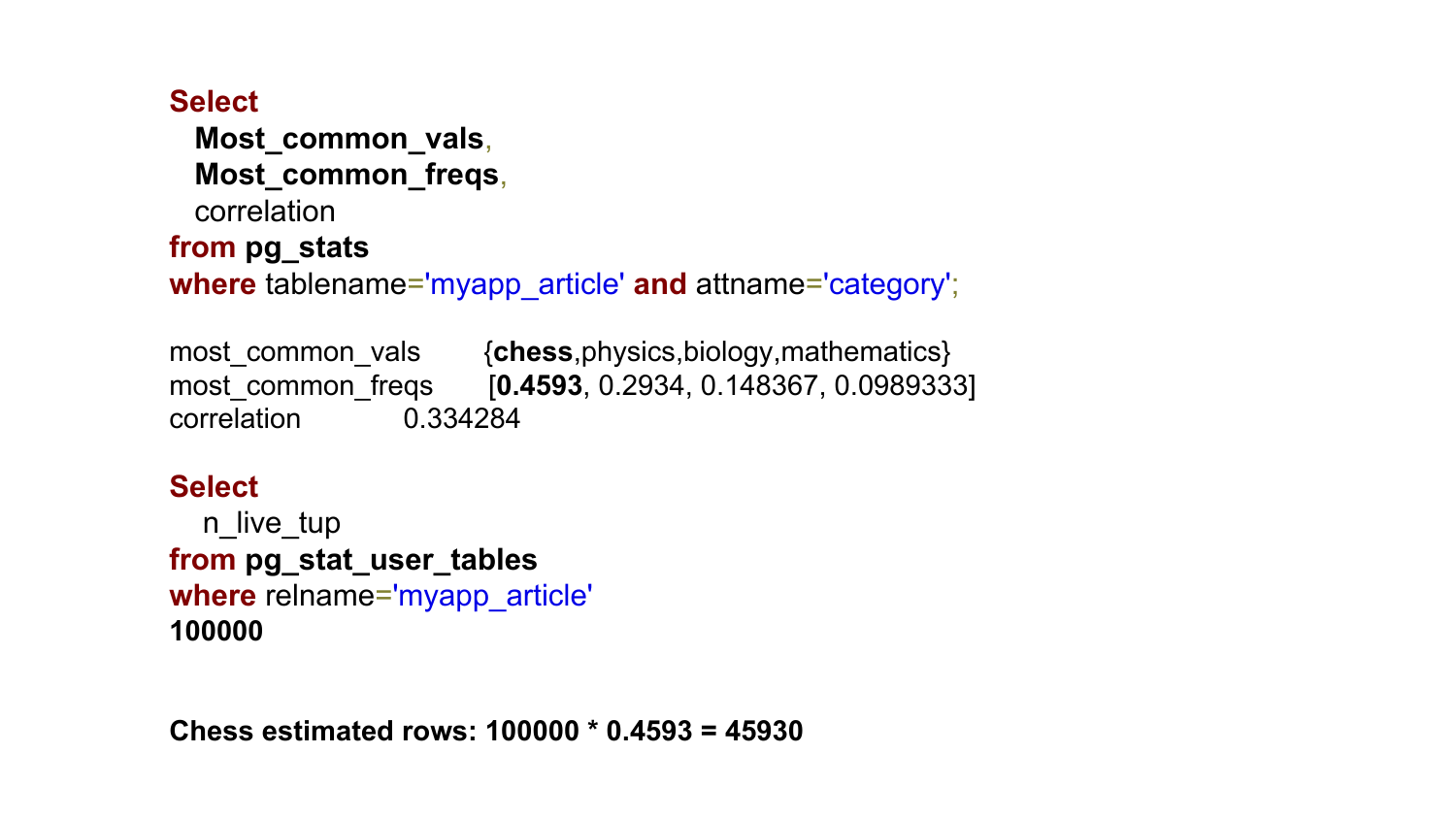```sql
Select
  Most_common_vals,
  Most_common_freqs,
  correlation
from pg_stats
where tablename='myapp_article' and attname='category';
```

```
most_common_vals        {chess,physics,biology,mathematics}
most_common_freqs       [0.4593, 0.2934, 0.148367, 0.0989333]
correlation             0.334284
```

```sql
Select
   n_live_tup
from pg_stat_user_tables
where relname='myapp_article'
```

**100000**

**Chess estimated rows: 100000 * 0.4593 = 45930**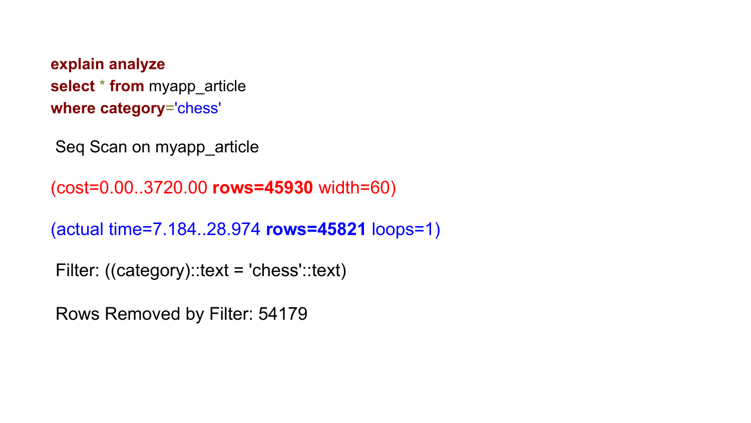```sql
explain analyze
select * from myapp_article
where category='chess'
```

Seq Scan on myapp_article

(cost=0.00..3720.00 **rows=45930** width=60)

(actual time=7.184..28.974 **rows=45821** loops=1)

Filter: ((category)::text = 'chess'::text)

Rows Removed by Filter: 54179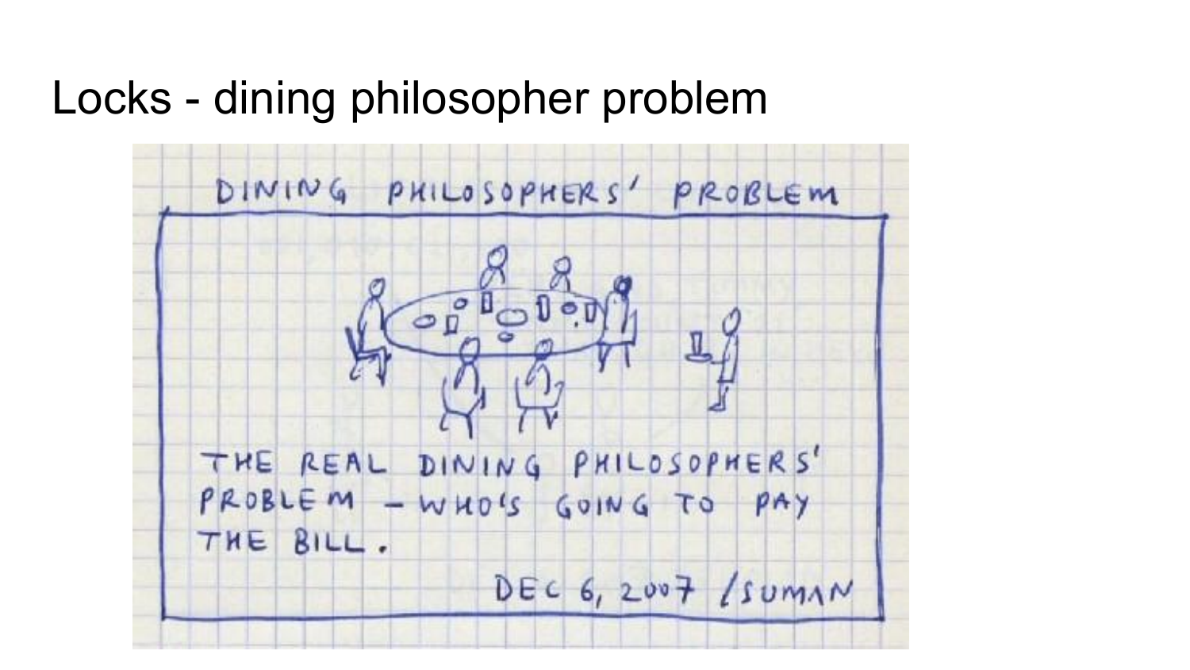# Locks - dining philosopher problem

DINING PHILOSOPHERS' PROBLEM

THE REAL DINING PHILOSOPHERS' PROBLEM - WHO'S GOING TO PAY THE BILL.

DEC 6, 2007 / SUMAN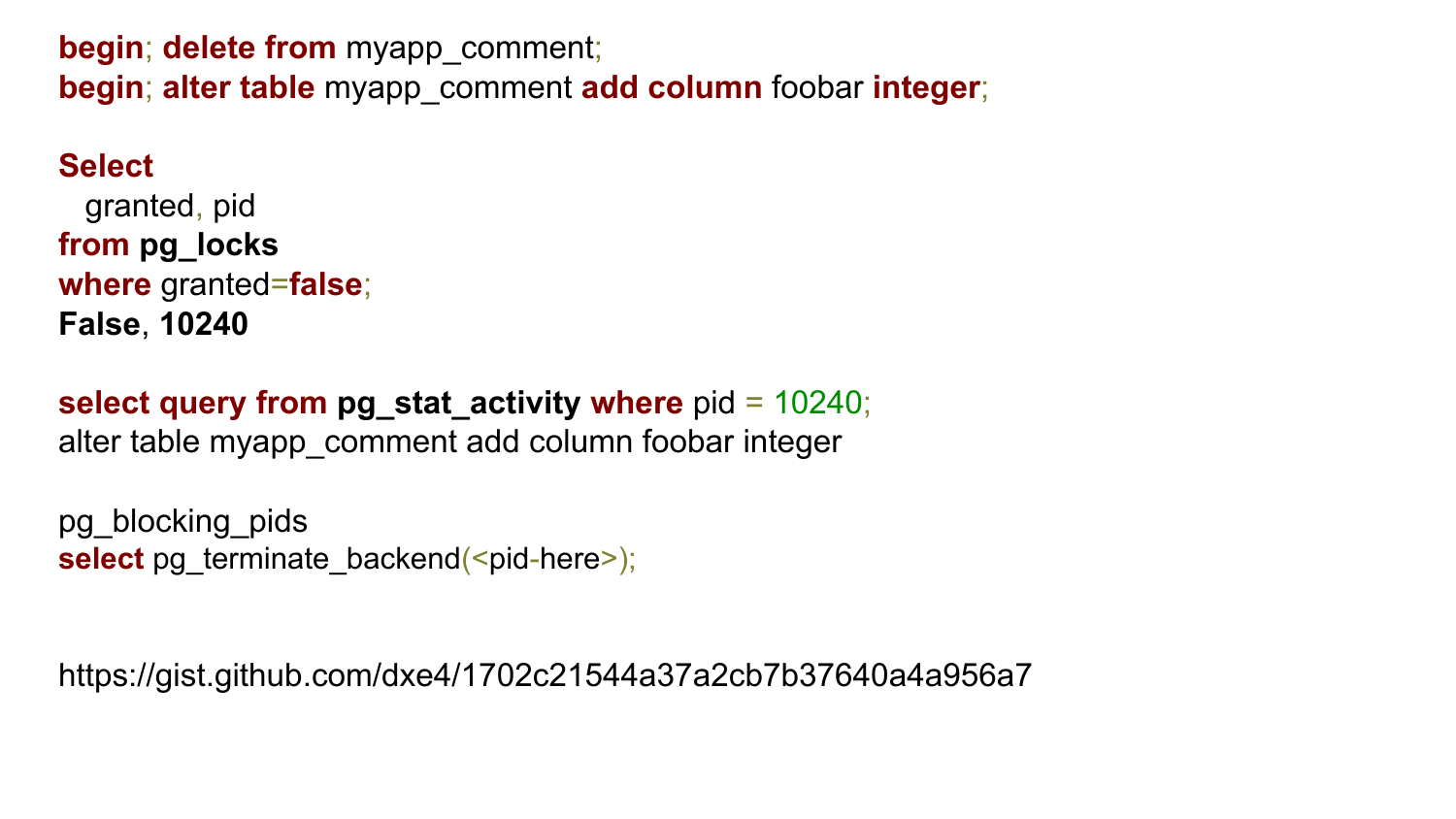```sql
begin; delete from myapp_comment;
begin; alter table myapp_comment add column foobar integer;

Select
  granted, pid
from pg_locks
where granted=false;
False, 10240

select query from pg_stat_activity where pid = 10240;
alter table myapp_comment add column foobar integer

pg_blocking_pids
select pg_terminate_backend(<pid-here>);
```

https://gist.github.com/dxe4/1702c21544a37a2cb7b37640a4a956a7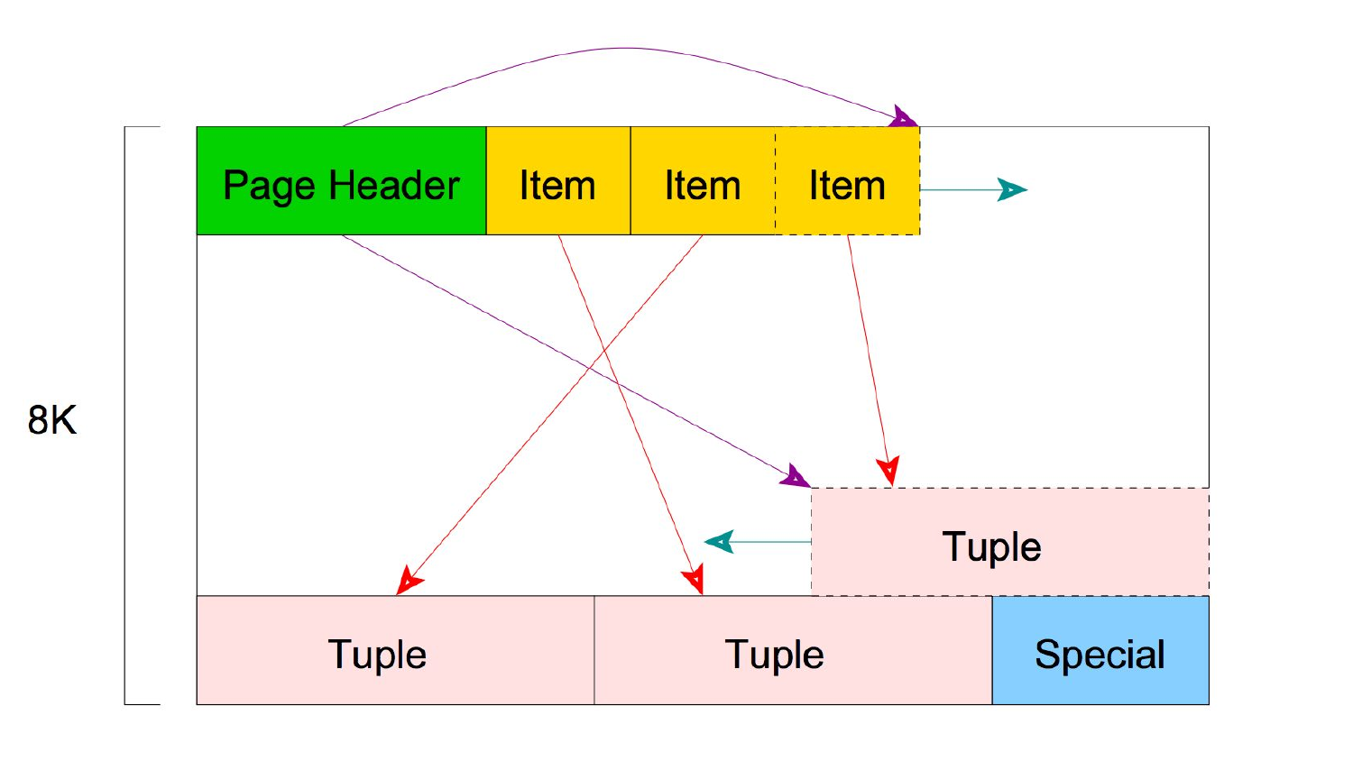8K

Page Header | Item | Item | Item

Tuple

Tuple | Tuple | Special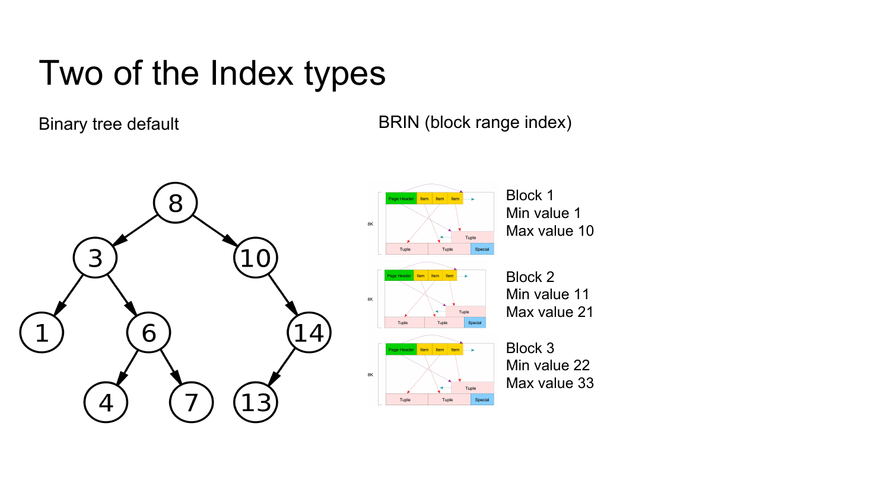# Two of the Index types

Binary tree default

BRIN (block range index)

Block 1
Min value 1
Max value 10

Block 2
Min value 11
Max value 21

Block 3
Min value 22
Max value 33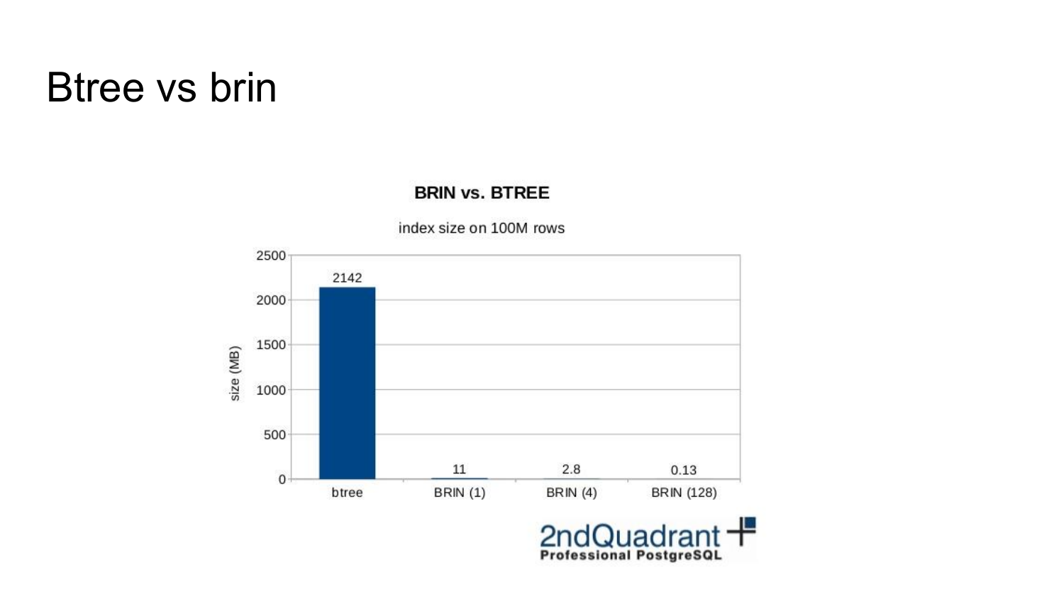# Btree vs brin

**BRIN vs. BTREE**

index size on 100M rows

| | size (MB) |
|---|---|
| btree | 2142 |
| BRIN (1) | 11 |
| BRIN (4) | 2.8 |
| BRIN (128) | 0.13 |

2ndQuadrant
Professional PostgreSQL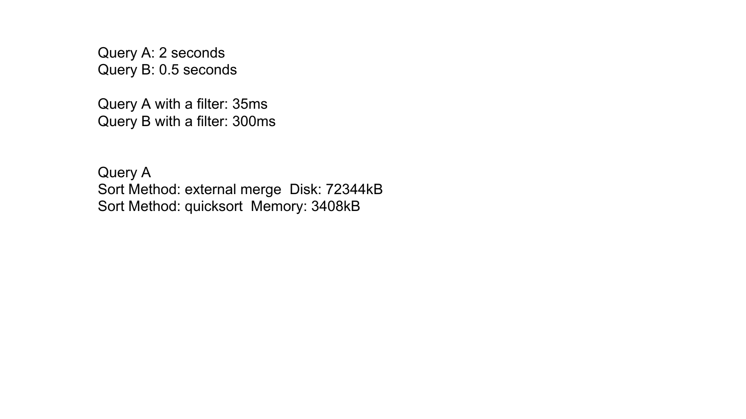Query A: 2 seconds
Query B: 0.5 seconds

Query A with a filter: 35ms
Query B with a filter: 300ms

Query A
Sort Method: external merge  Disk: 72344kB
Sort Method: quicksort  Memory: 3408kB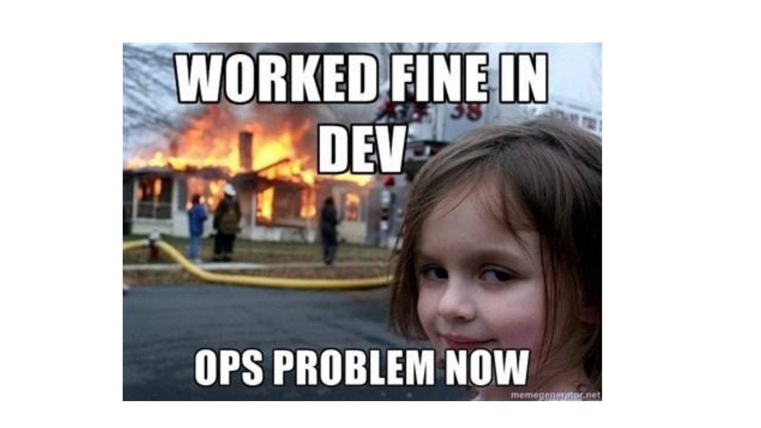WORKED FINE IN DEV

OPS PROBLEM NOW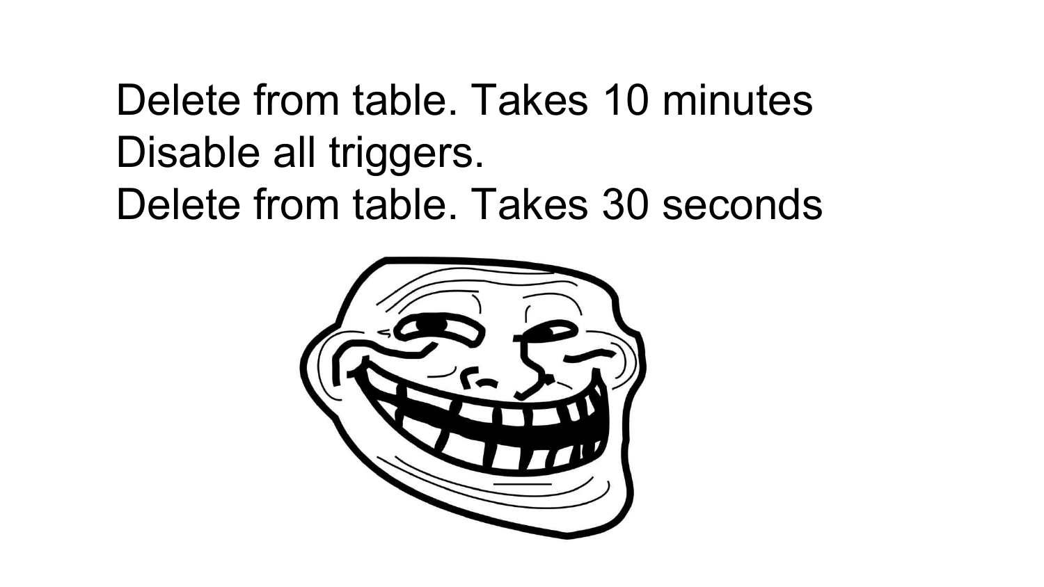Delete from table. Takes 10 minutes
Disable all triggers.
Delete from table. Takes 30 seconds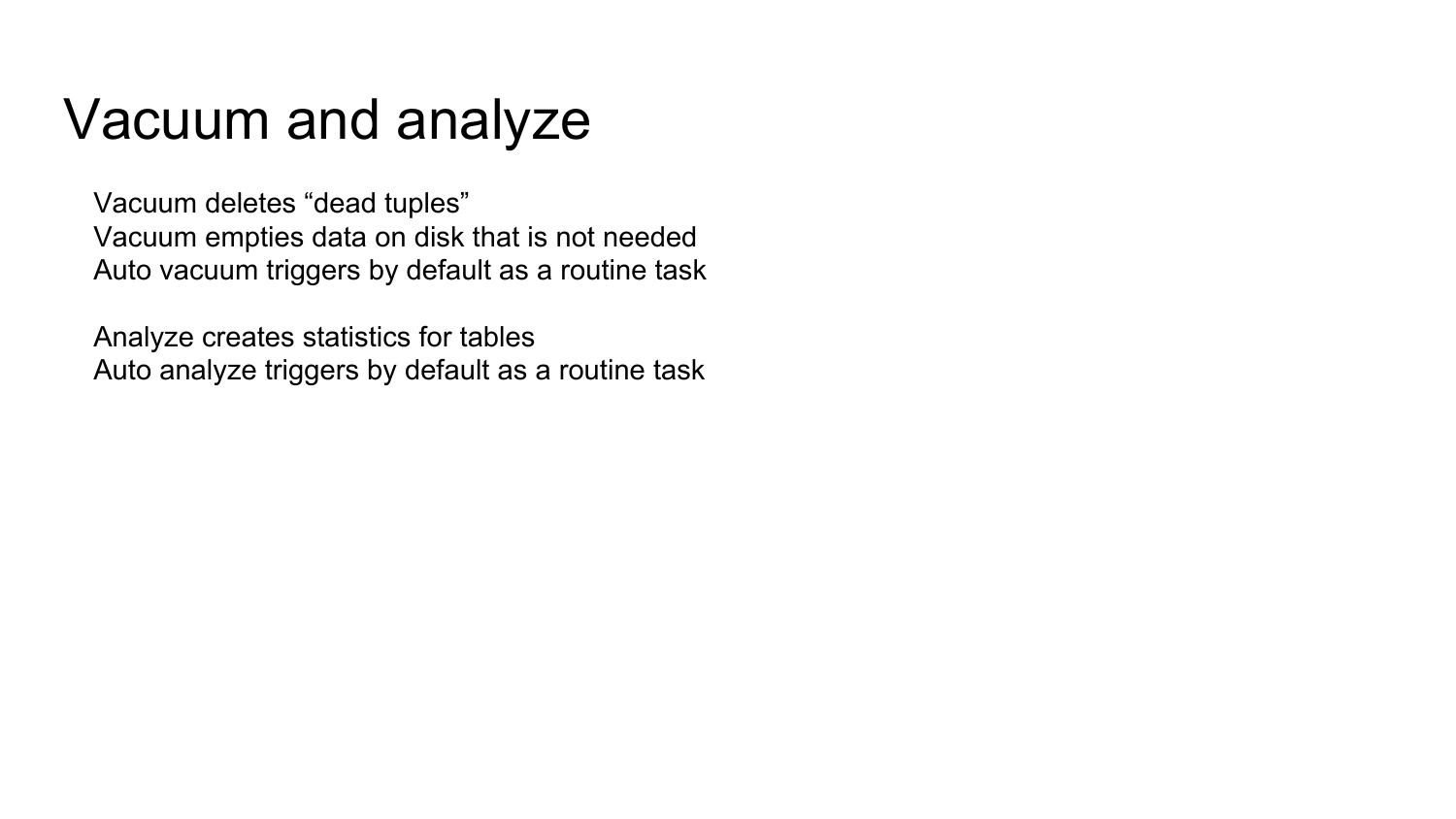# Vacuum and analyze

Vacuum deletes “dead tuples”
Vacuum empties data on disk that is not needed
Auto vacuum triggers by default as a routine task

Analyze creates statistics for tables
Auto analyze triggers by default as a routine task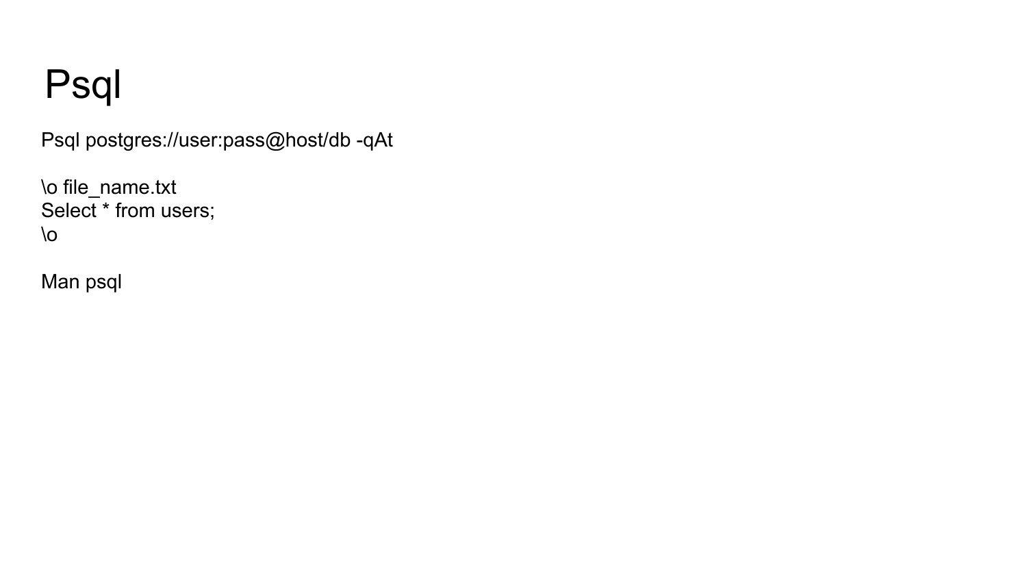# Psql

Psql postgres://user:pass@host/db -qAt

\o file_name.txt
Select * from users;
\o

Man psql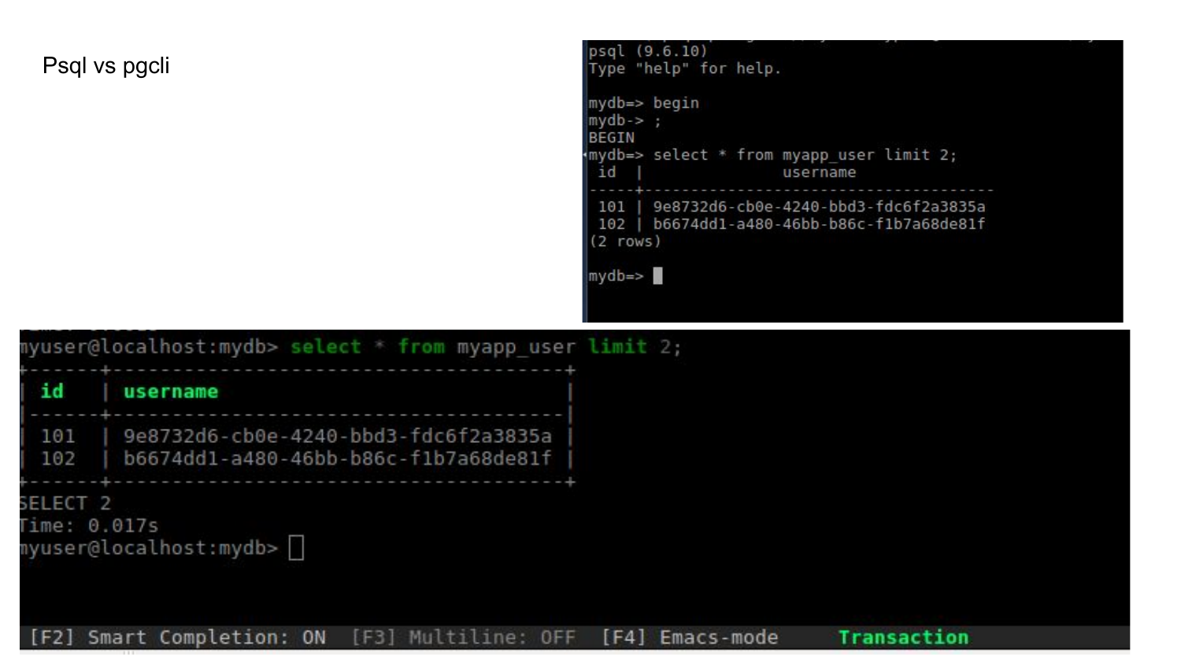Psql vs pgcli

```
psql (9.6.10)
Type "help" for help.

mydb=> begin
mydb-> ;
BEGIN
mydb=> select * from myapp_user limit 2;
 id  |               username
-----+--------------------------------------
 101 | 9e8732d6-cb0e-4240-bbd3-fdc6f2a3835a
 102 | b6674dd1-a480-46bb-b86c-f1b7a68de81f
(2 rows)

mydb=>
```

```
myuser@localhost:mydb> select * from myapp_user limit 2;
+------+--------------------------------------+
| id   | username                             |
|------+--------------------------------------|
| 101  | 9e8732d6-cb0e-4240-bbd3-fdc6f2a3835a |
| 102  | b6674dd1-a480-46bb-b86c-f1b7a68de81f |
+------+--------------------------------------+
SELECT 2
Time: 0.017s
myuser@localhost:mydb>

 [F2] Smart Completion: ON  [F3] Multiline: OFF  [F4] Emacs-mode     Transaction
```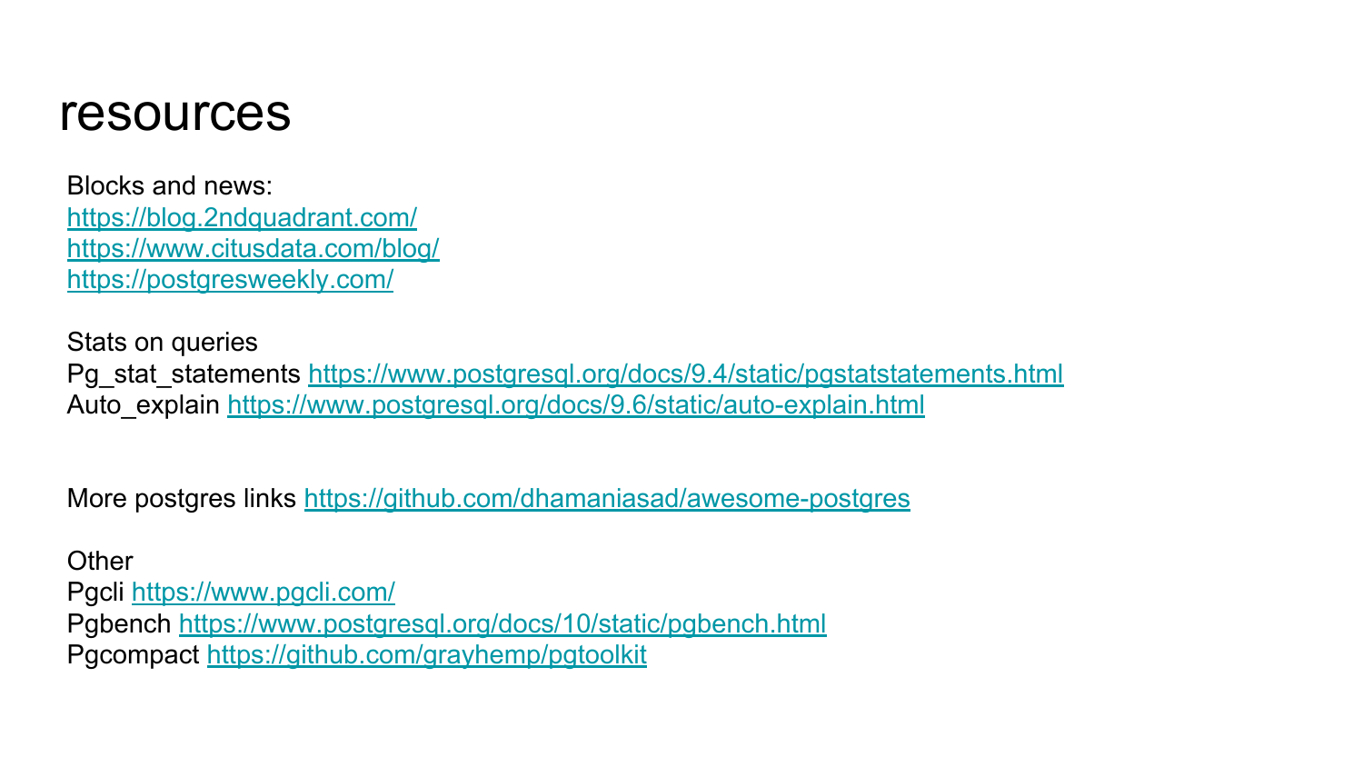# resources

Blocks and news:
https://blog.2ndquadrant.com/
https://www.citusdata.com/blog/
https://postgresweekly.com/

Stats on queries
Pg_stat_statements https://www.postgresql.org/docs/9.4/static/pgstatstatements.html
Auto_explain https://www.postgresql.org/docs/9.6/static/auto-explain.html

More postgres links https://github.com/dhamaniasad/awesome-postgres

Other
Pgcli https://www.pgcli.com/
Pgbench https://www.postgresql.org/docs/10/static/pgbench.html
Pgcompact https://github.com/grayhemp/pgtoolkit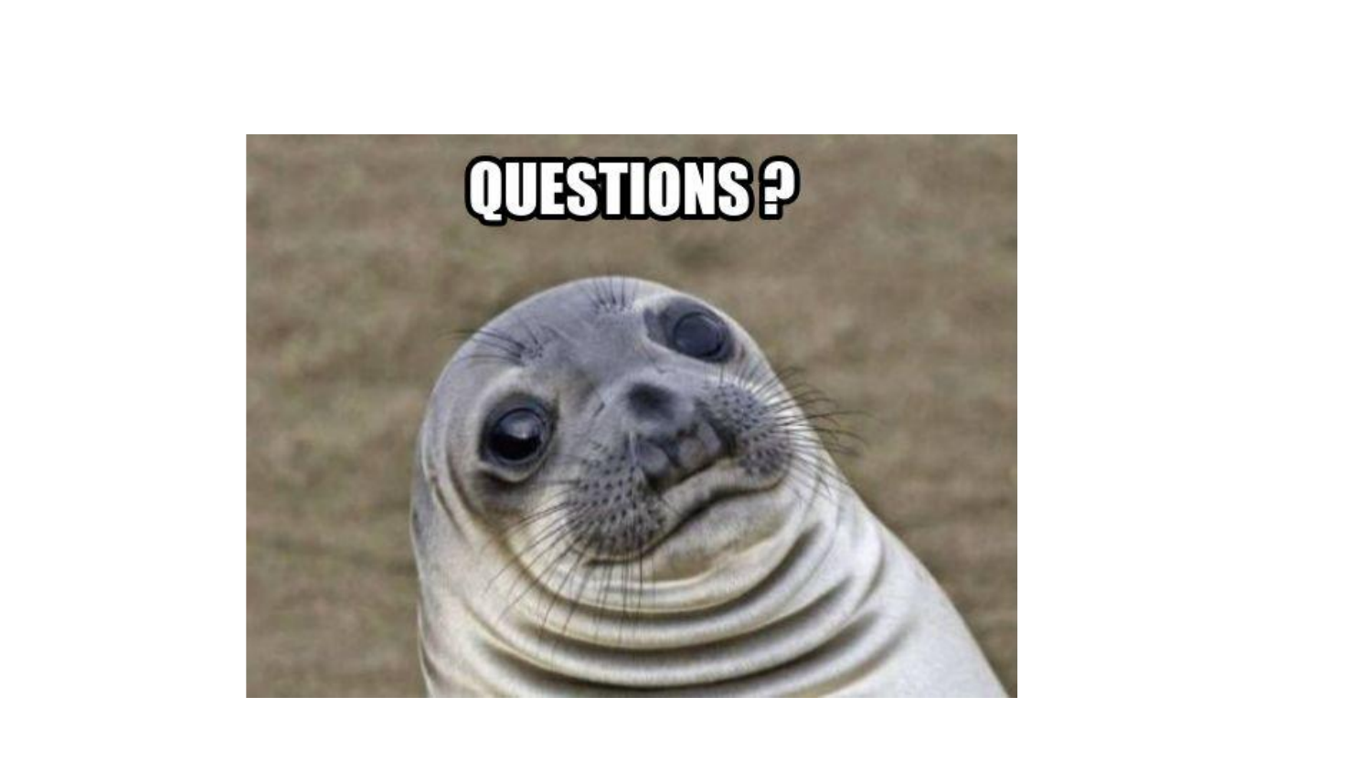QUESTIONS ?